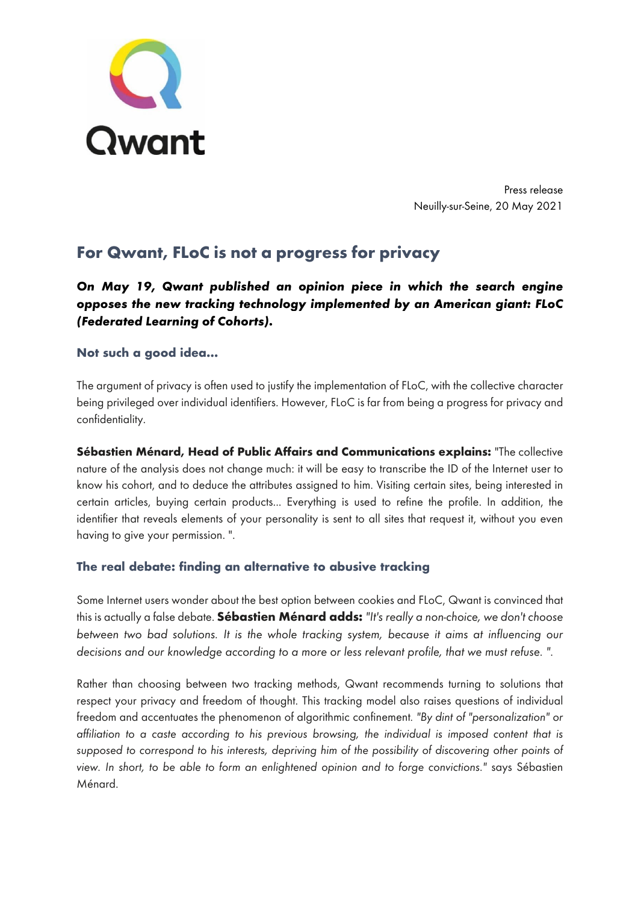Qwant

Press release
Neuilly-sur-Seine, 20 May 2021

# For Qwant, FLoC is not a progress for privacy

***On May 19, Qwant published an opinion piece in which the search engine opposes the new tracking technology implemented by an American giant: FLoC (Federated Learning of Cohorts).***

## Not such a good idea...

The argument of privacy is often used to justify the implementation of FLoC, with the collective character being privileged over individual identifiers. However, FLoC is far from being a progress for privacy and confidentiality.

**Sébastien Ménard, Head of Public Affairs and Communications explains:** "The collective nature of the analysis does not change much: it will be easy to transcribe the ID of the Internet user to know his cohort, and to deduce the attributes assigned to him. Visiting certain sites, being interested in certain articles, buying certain products... Everything is used to refine the profile. In addition, the identifier that reveals elements of your personality is sent to all sites that request it, without you even having to give your permission. ".

## The real debate: finding an alternative to abusive tracking

Some Internet users wonder about the best option between cookies and FLoC, Qwant is convinced that this is actually a false debate. **Sébastien Ménard adds:** *"It's really a non-choice, we don't choose between two bad solutions. It is the whole tracking system, because it aims at influencing our decisions and our knowledge according to a more or less relevant profile, that we must refuse. ".*

Rather than choosing between two tracking methods, Qwant recommends turning to solutions that respect your privacy and freedom of thought. This tracking model also raises questions of individual freedom and accentuates the phenomenon of algorithmic confinement. *"By dint of "personalization" or affiliation to a caste according to his previous browsing, the individual is imposed content that is supposed to correspond to his interests, depriving him of the possibility of discovering other points of view. In short, to be able to form an enlightened opinion and to forge convictions."* says Sébastien Ménard.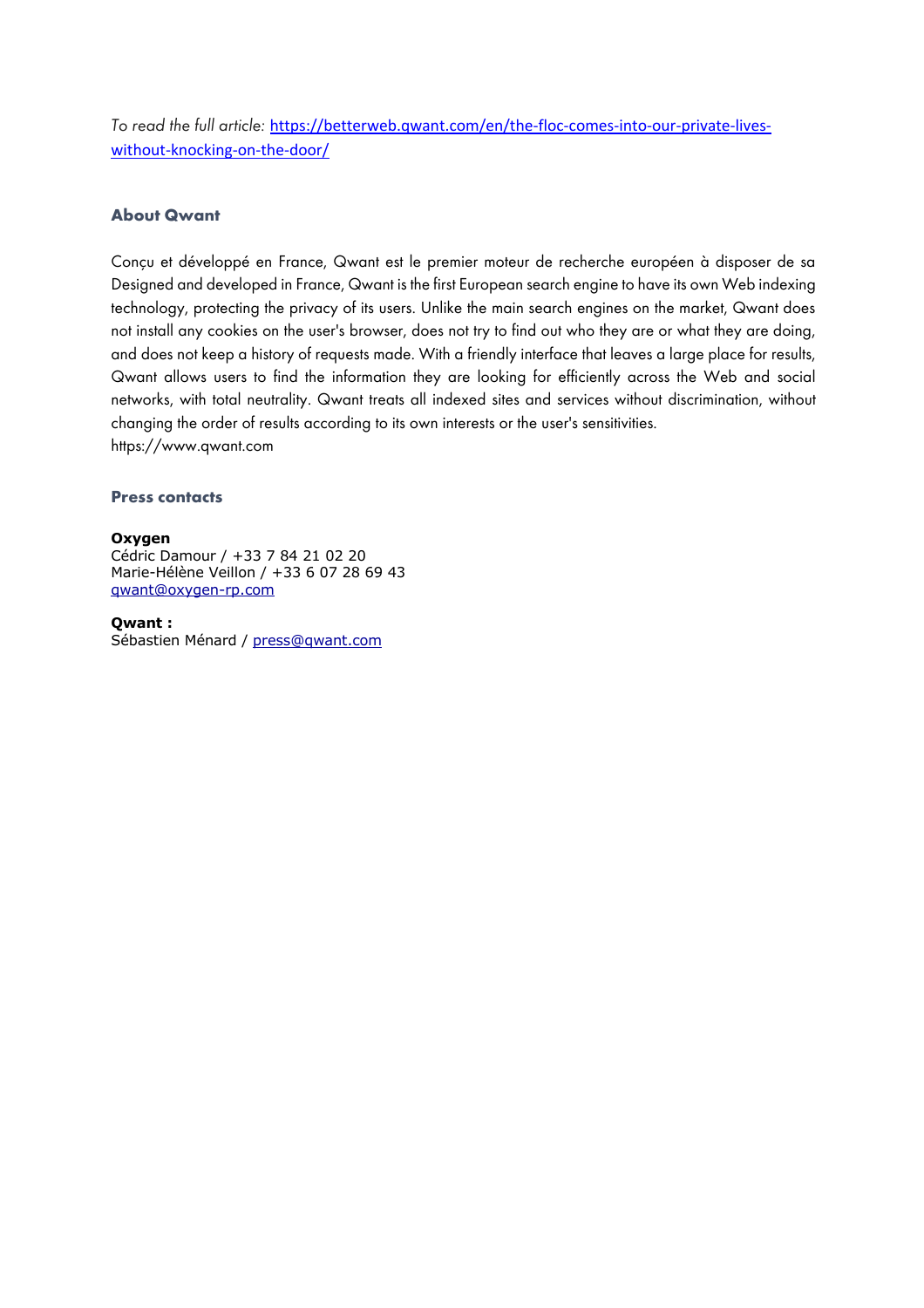*To read the full article:* [https://betterweb.qwant.com/en/the-floc-comes-into-our-private-lives-without-knocking-on-the-door/](https://betterweb.qwant.com/en/the-floc-comes-into-our-private-lives-without-knocking-on-the-door/)

## About Qwant

Conçu et développé en France, Qwant est le premier moteur de recherche européen à disposer de sa Designed and developed in France, Qwant is the first European search engine to have its own Web indexing technology, protecting the privacy of its users. Unlike the main search engines on the market, Qwant does not install any cookies on the user's browser, does not try to find out who they are or what they are doing, and does not keep a history of requests made. With a friendly interface that leaves a large place for results, Qwant allows users to find the information they are looking for efficiently across the Web and social networks, with total neutrality. Qwant treats all indexed sites and services without discrimination, without changing the order of results according to its own interests or the user's sensitivities.
https://www.qwant.com

## Press contacts

**Oxygen**
Cédric Damour / +33 7 84 21 02 20
Marie-Hélène Veillon / +33 6 07 28 69 43
[qwant@oxygen-rp.com](mailto:qwant@oxygen-rp.com)

**Qwant :**
Sébastien Ménard / [press@qwant.com](mailto:press@qwant.com)